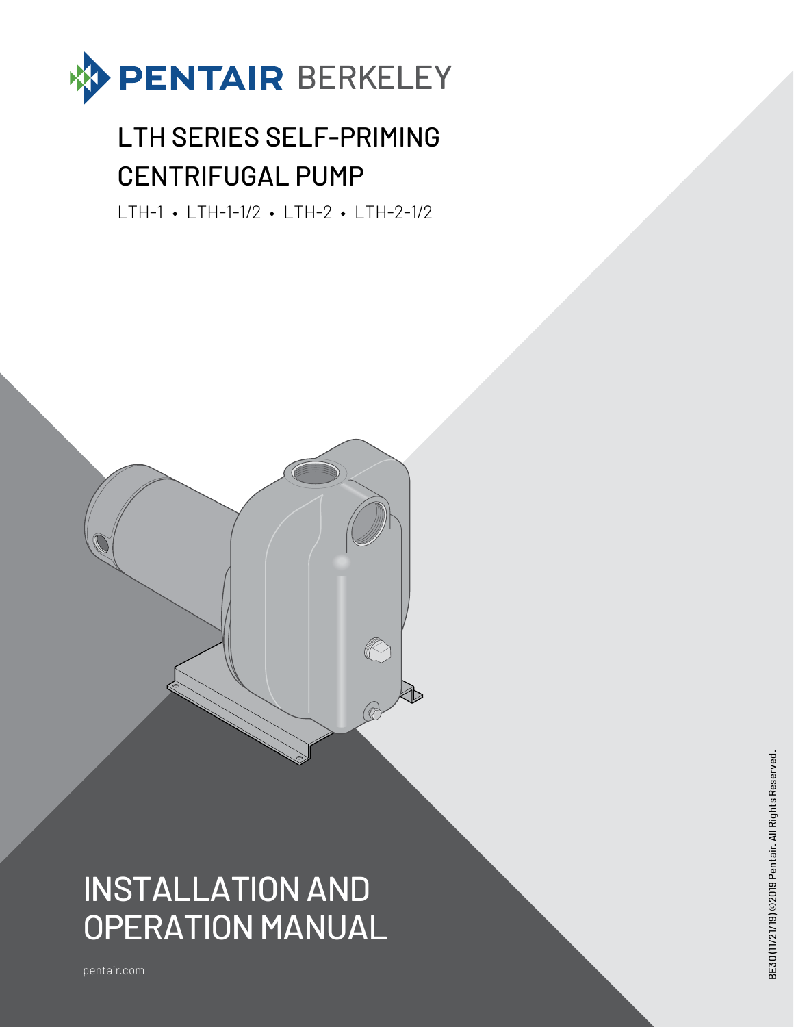PENTAIR BERKELEY

# LTH SERIES SELF-PRIMING CENTRIFUGAL PUMP

LTH-1 • LTH-1-1/2 • LTH-2 • LTH-2-1/2

# INSTALLATION AND OPERATION MANUAL

pentair.com

BE30 (11/21/19) ©2019 Pentair. All Rights Reserved.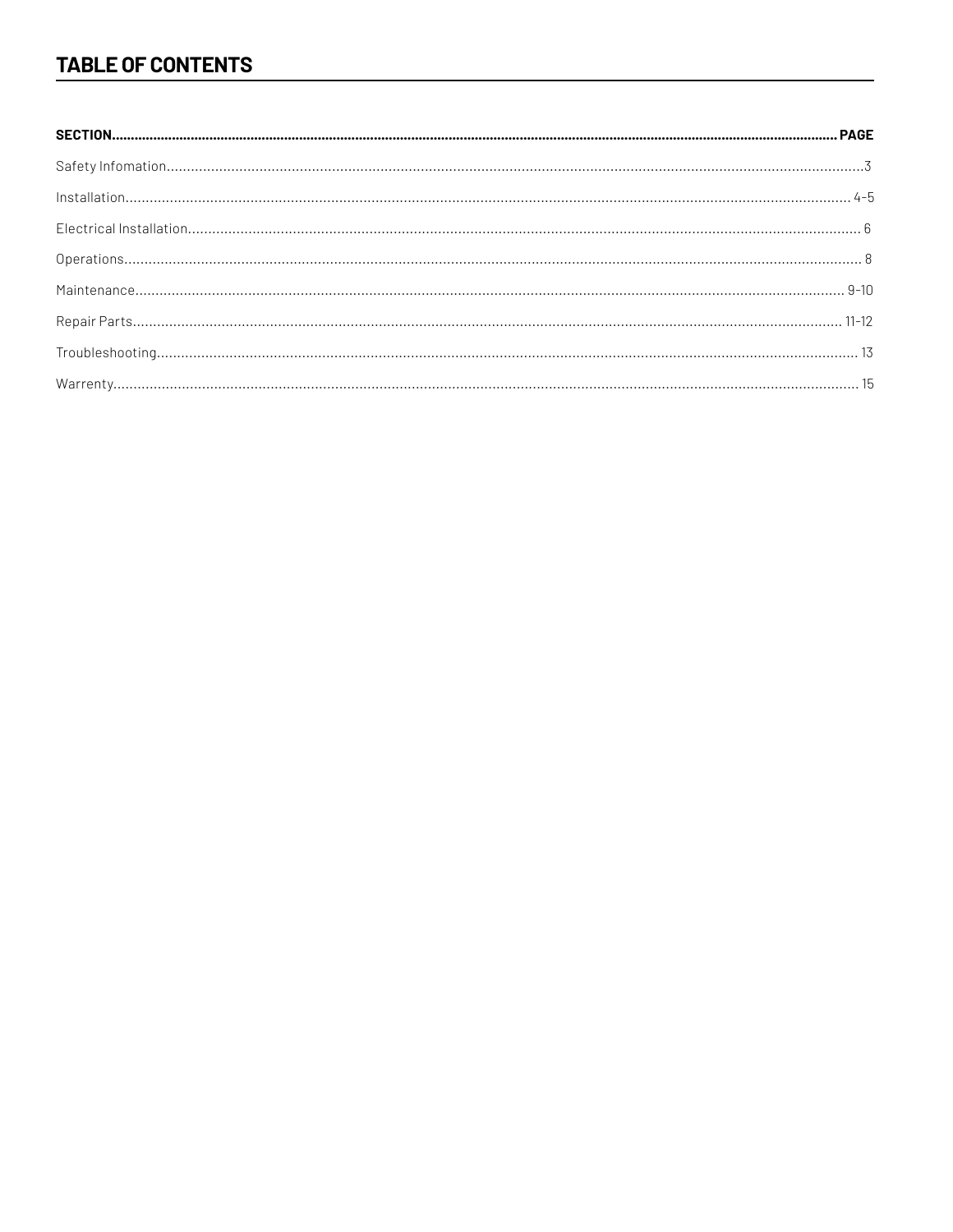## TABLE OF CONTENTS

| SECTION | PAGE |
|---|---|
| Safety Infomation | 3 |
| Installation | 4-5 |
| Electrical Installation | 6 |
| Operations | 8 |
| Maintenance | 9-10 |
| Repair Parts | 11-12 |
| Troubleshooting | 13 |
| Warrenty | 15 |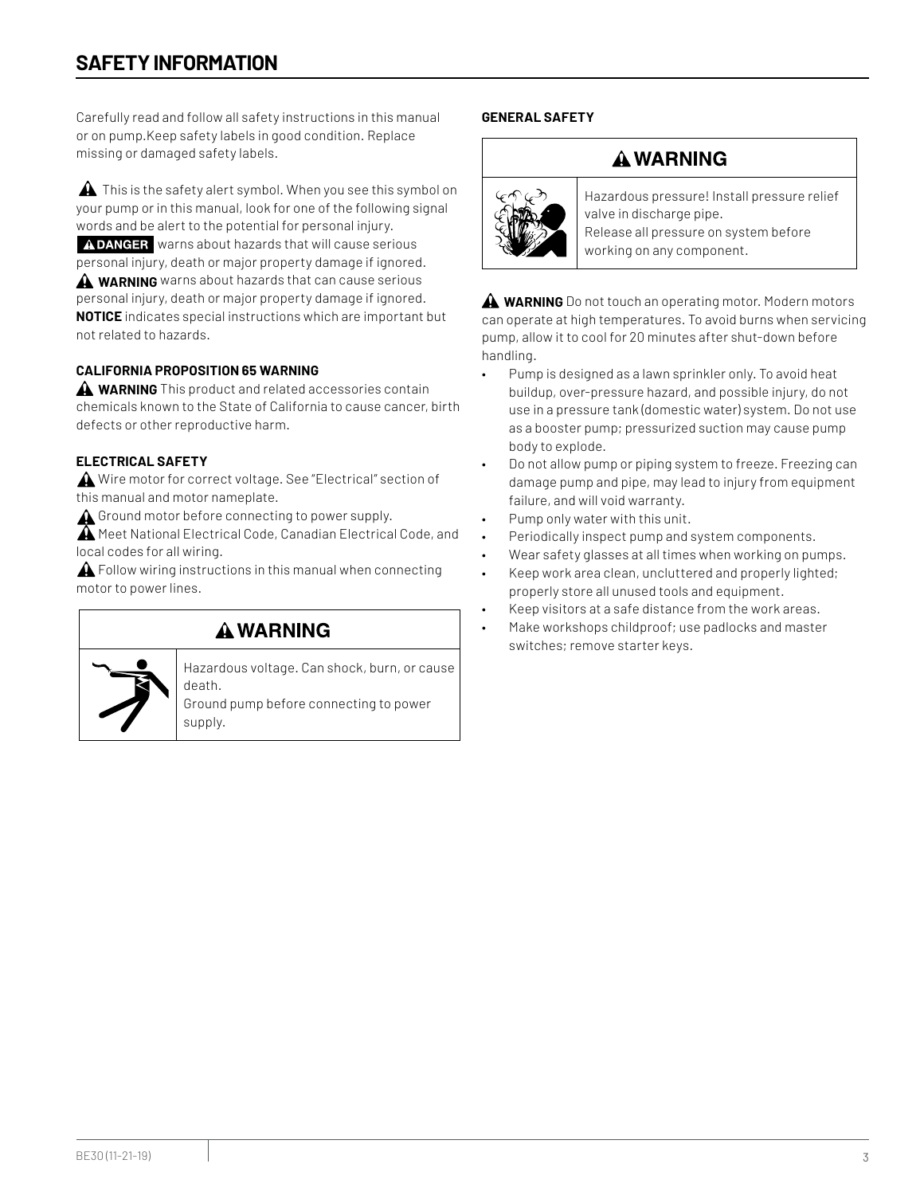# SAFETY INFORMATION

Carefully read and follow all safety instructions in this manual or on pump.Keep safety labels in good condition. Replace missing or damaged safety labels.

⚠ This is the safety alert symbol. When you see this symbol on your pump or in this manual, look for one of the following signal words and be alert to the potential for personal injury.

**⚠DANGER** warns about hazards that will cause serious personal injury, death or major property damage if ignored.

⚠ **WARNING** warns about hazards that can cause serious personal injury, death or major property damage if ignored.

**NOTICE** indicates special instructions which are important but not related to hazards.

### CALIFORNIA PROPOSITION 65 WARNING

⚠ **WARNING** This product and related accessories contain chemicals known to the State of California to cause cancer, birth defects or other reproductive harm.

### ELECTRICAL SAFETY

⚠ Wire motor for correct voltage. See "Electrical" section of this manual and motor nameplate.

⚠ Ground motor before connecting to power supply.

⚠ Meet National Electrical Code, Canadian Electrical Code, and local codes for all wiring.

⚠ Follow wiring instructions in this manual when connecting motor to power lines.

**⚠WARNING**

Hazardous voltage. Can shock, burn, or cause death.
Ground pump before connecting to power supply.

### GENERAL SAFETY

**⚠WARNING**

Hazardous pressure! Install pressure relief valve in discharge pipe.
Release all pressure on system before working on any component.

⚠ **WARNING** Do not touch an operating motor. Modern motors can operate at high temperatures. To avoid burns when servicing pump, allow it to cool for 20 minutes after shut-down before handling.

- Pump is designed as a lawn sprinkler only. To avoid heat buildup, over-pressure hazard, and possible injury, do not use in a pressure tank (domestic water) system. Do not use as a booster pump; pressurized suction may cause pump body to explode.
- Do not allow pump or piping system to freeze. Freezing can damage pump and pipe, may lead to injury from equipment failure, and will void warranty.
- Pump only water with this unit.
- Periodically inspect pump and system components.
- Wear safety glasses at all times when working on pumps.
- Keep work area clean, uncluttered and properly lighted; properly store all unused tools and equipment.
- Keep visitors at a safe distance from the work areas.
- Make workshops childproof; use padlocks and master switches; remove starter keys.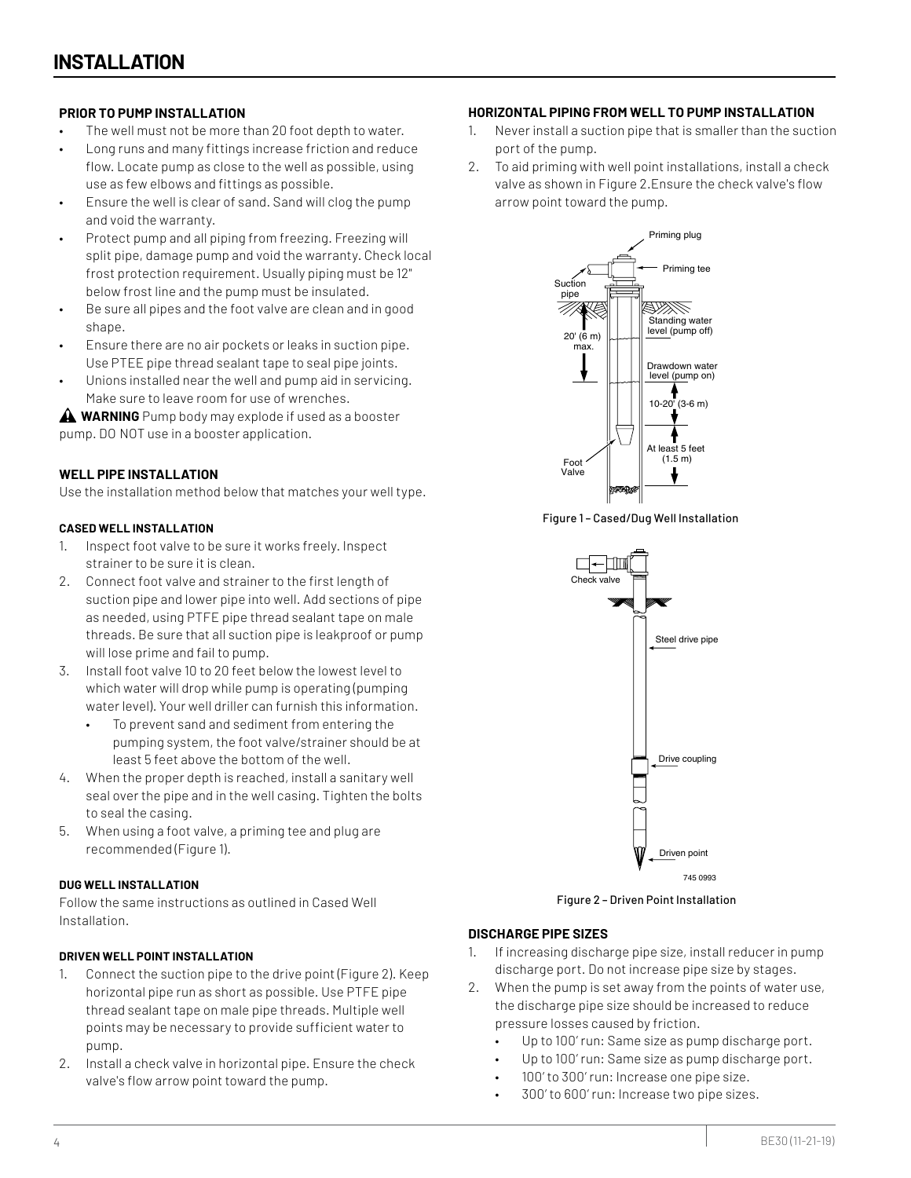# INSTALLATION

### PRIOR TO PUMP INSTALLATION

- The well must not be more than 20 foot depth to water.
- Long runs and many fittings increase friction and reduce flow. Locate pump as close to the well as possible, using use as few elbows and fittings as possible.
- Ensure the well is clear of sand. Sand will clog the pump and void the warranty.
- Protect pump and all piping from freezing. Freezing will split pipe, damage pump and void the warranty. Check local frost protection requirement. Usually piping must be 12" below frost line and the pump must be insulated.
- Be sure all pipes and the foot valve are clean and in good shape.
- Ensure there are no air pockets or leaks in suction pipe. Use PTEE pipe thread sealant tape to seal pipe joints.
- Unions installed near the well and pump aid in servicing. Make sure to leave room for use of wrenches.

⚠ **WARNING** Pump body may explode if used as a booster pump. DO NOT use in a booster application.

### WELL PIPE INSTALLATION

Use the installation method below that matches your well type.

#### CASED WELL INSTALLATION

1. Inspect foot valve to be sure it works freely. Inspect strainer to be sure it is clean.
2. Connect foot valve and strainer to the first length of suction pipe and lower pipe into well. Add sections of pipe as needed, using PTFE pipe thread sealant tape on male threads. Be sure that all suction pipe is leakproof or pump will lose prime and fail to pump.
3. Install foot valve 10 to 20 feet below the lowest level to which water will drop while pump is operating (pumping water level). Your well driller can furnish this information.
   - To prevent sand and sediment from entering the pumping system, the foot valve/strainer should be at least 5 feet above the bottom of the well.
4. When the proper depth is reached, install a sanitary well seal over the pipe and in the well casing. Tighten the bolts to seal the casing.
5. When using a foot valve, a priming tee and plug are recommended (Figure 1).

#### DUG WELL INSTALLATION

Follow the same instructions as outlined in Cased Well Installation.

#### DRIVEN WELL POINT INSTALLATION

1. Connect the suction pipe to the drive point (Figure 2). Keep horizontal pipe run as short as possible. Use PTFE pipe thread sealant tape on male pipe threads. Multiple well points may be necessary to provide sufficient water to pump.
2. Install a check valve in horizontal pipe. Ensure the check valve's flow arrow point toward the pump.

### HORIZONTAL PIPING FROM WELL TO PUMP INSTALLATION

1. Never install a suction pipe that is smaller than the suction port of the pump.
2. To aid priming with well point installations, install a check valve as shown in Figure 2.Ensure the check valve's flow arrow point toward the pump.

Priming plug
Priming tee
Suction pipe
20' (6 m) max.
Standing water level (pump off)
Drawdown water level (pump on)
10-20' (3-6 m)
At least 5 feet (1.5 m)
Foot Valve

Figure 1 – Cased/Dug Well Installation

Check valve
Steel drive pipe
Drive coupling
Driven point
745 0993

Figure 2 – Driven Point Installation

### DISCHARGE PIPE SIZES

1. If increasing discharge pipe size, install reducer in pump discharge port. Do not increase pipe size by stages.
2. When the pump is set away from the points of water use, the discharge pipe size should be increased to reduce pressure losses caused by friction.
   - Up to 100' run: Same size as pump discharge port.
   - Up to 100' run: Same size as pump discharge port.
   - 100' to 300' run: Increase one pipe size.
   - 300' to 600' run: Increase two pipe sizes.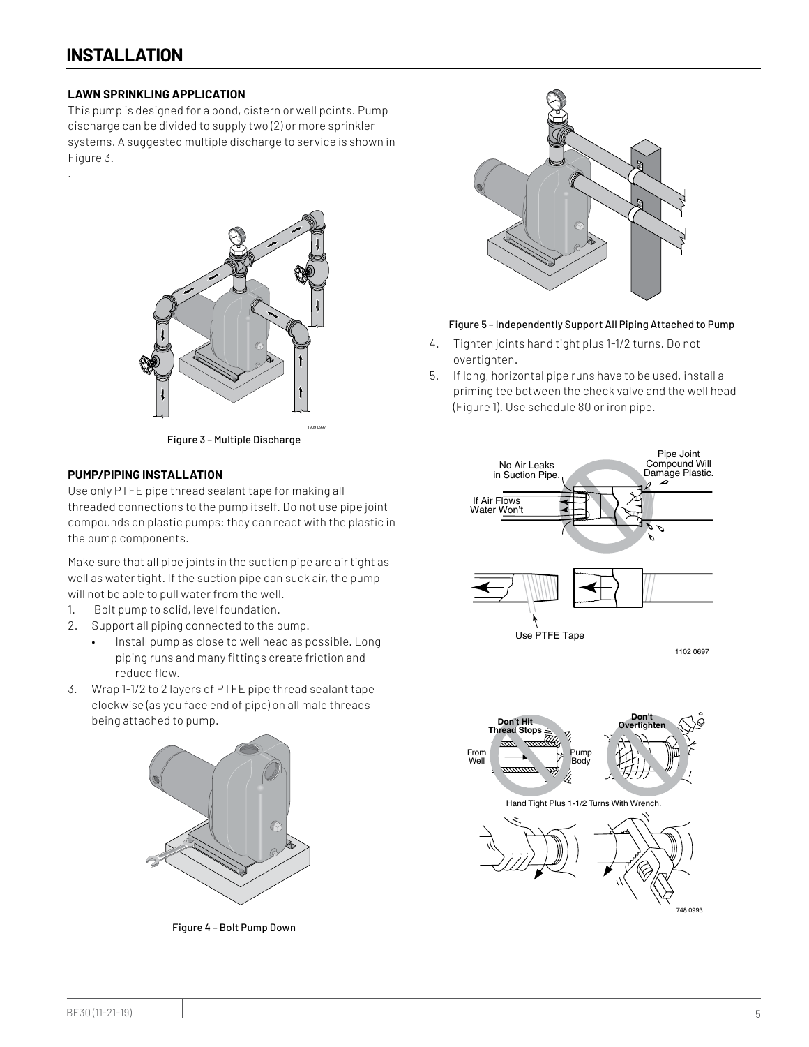# INSTALLATION

**LAWN SPRINKLING APPLICATION**

This pump is designed for a pond, cistern or well points. Pump discharge can be divided to supply two (2) or more sprinkler systems. A suggested multiple discharge to service is shown in Figure 3.

.

Figure 3 – Multiple Discharge

**PUMP/PIPING INSTALLATION**

Use only PTFE pipe thread sealant tape for making all threaded connections to the pump itself. Do not use pipe joint compounds on plastic pumps: they can react with the plastic in the pump components.

Make sure that all pipe joints in the suction pipe are air tight as well as water tight. If the suction pipe can suck air, the pump will not be able to pull water from the well.

1. Bolt pump to solid, level foundation.
2. Support all piping connected to the pump.
   - Install pump as close to well head as possible. Long piping runs and many fittings create friction and reduce flow.
3. Wrap 1-1/2 to 2 layers of PTFE pipe thread sealant tape clockwise (as you face end of pipe) on all male threads being attached to pump.

Figure 4 – Bolt Pump Down

Figure 5 – Independently Support All Piping Attached to Pump

4. Tighten joints hand tight plus 1-1/2 turns. Do not overtighten.
5. If long, horizontal pipe runs have to be used, install a priming tee between the check valve and the well head (Figure 1). Use schedule 80 or iron pipe.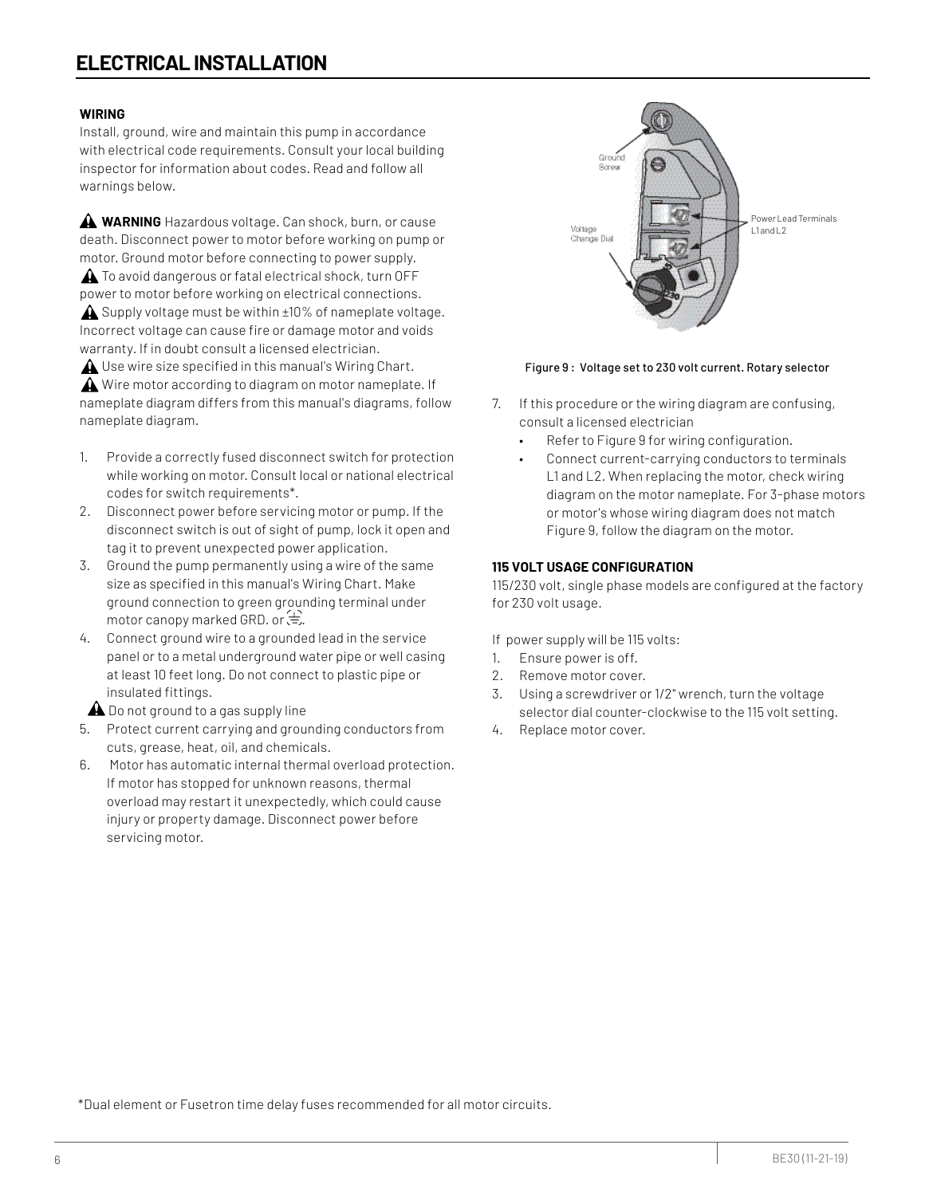# ELECTRICAL INSTALLATION

**WIRING**

Install, ground, wire and maintain this pump in accordance with electrical code requirements. Consult your local building inspector for information about codes. Read and follow all warnings below.

⚠ **WARNING** Hazardous voltage. Can shock, burn, or cause death. Disconnect power to motor before working on pump or motor. Ground motor before connecting to power supply.

⚠ To avoid dangerous or fatal electrical shock, turn OFF power to motor before working on electrical connections.

⚠ Supply voltage must be within ±10% of nameplate voltage. Incorrect voltage can cause fire or damage motor and voids warranty. If in doubt consult a licensed electrician.

⚠ Use wire size specified in this manual's Wiring Chart.

⚠ Wire motor according to diagram on motor nameplate. If nameplate diagram differs from this manual's diagrams, follow nameplate diagram.

1. Provide a correctly fused disconnect switch for protection while working on motor. Consult local or national electrical codes for switch requirements*.
2. Disconnect power before servicing motor or pump. If the disconnect switch is out of sight of pump, lock it open and tag it to prevent unexpected power application.
3. Ground the pump permanently using a wire of the same size as specified in this manual's Wiring Chart. Make ground connection to green grounding terminal under motor canopy marked GRD. or ⏚.
4. Connect ground wire to a grounded lead in the service panel or to a metal underground water pipe or well casing at least 10 feet long. Do not connect to plastic pipe or insulated fittings.

   ⚠ Do not ground to a gas supply line
5. Protect current carrying and grounding conductors from cuts, grease, heat, oil, and chemicals.
6. Motor has automatic internal thermal overload protection. If motor has stopped for unknown reasons, thermal overload may restart it unexpectedly, which could cause injury or property damage. Disconnect power before servicing motor.

Ground Screw

Voltage Change Dial

Power Lead Terminals L1 and L2

Figure 9 : Voltage set to 230 volt current. Rotary selector

7. If this procedure or the wiring diagram are confusing, consult a licensed electrician
   - Refer to Figure 9 for wiring configuration.
   - Connect current-carrying conductors to terminals L1 and L2. When replacing the motor, check wiring diagram on the motor nameplate. For 3-phase motors or motor's whose wiring diagram does not match Figure 9, follow the diagram on the motor.

**115 VOLT USAGE CONFIGURATION**

115/230 volt, single phase models are configured at the factory for 230 volt usage.

If power supply will be 115 volts:

1. Ensure power is off.
2. Remove motor cover.
3. Using a screwdriver or 1/2" wrench, turn the voltage selector dial counter-clockwise to the 115 volt setting.
4. Replace motor cover.

*Dual element or Fusetron time delay fuses recommended for all motor circuits.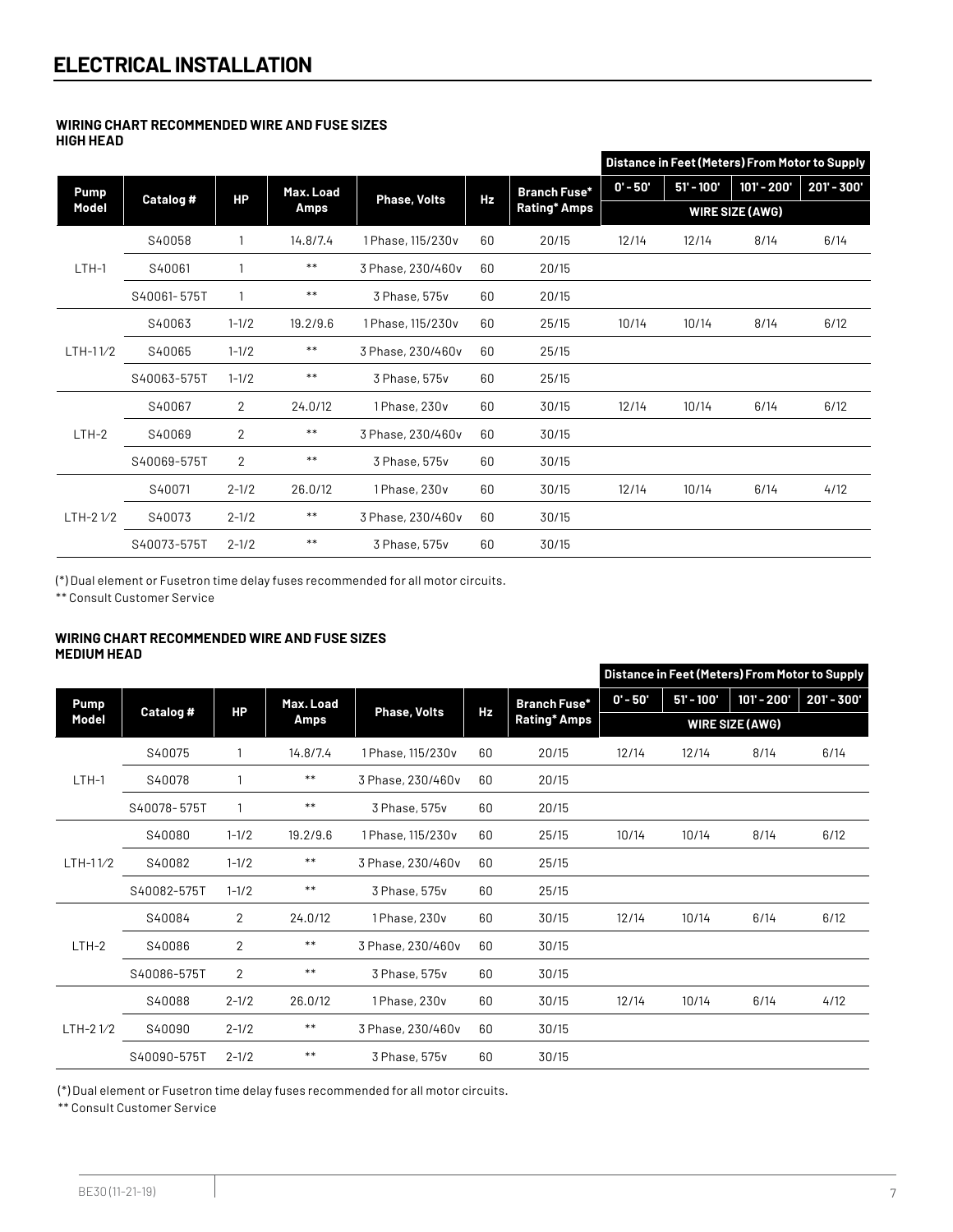# ELECTRICAL INSTALLATION

**WIRING CHART RECOMMENDED WIRE AND FUSE SIZES**
**HIGH HEAD**

| Pump Model | Catalog # | HP | Max. Load Amps | Phase, Volts | Hz | Branch Fuse* Rating* Amps | Distance in Feet (Meters) From Motor to Supply | | | |
|---|---|---|---|---|---|---|---|---|---|---|
| | | | | | | | 0' - 50' | 51' - 100' | 101' - 200' | 201' - 300' |
| | | | | | | | WIRE SIZE (AWG) | | | |
| LTH-1 | S40058 | 1 | 14.8/7.4 | 1 Phase, 115/230v | 60 | 20/15 | 12/14 | 12/14 | 8/14 | 6/14 |
| | S40061 | 1 | ** | 3 Phase, 230/460v | 60 | 20/15 | | | | |
| | S40061- 575T | 1 | ** | 3 Phase, 575v | 60 | 20/15 | | | | |
| LTH-1 1⁄2 | S40063 | 1-1/2 | 19.2/9.6 | 1 Phase, 115/230v | 60 | 25/15 | 10/14 | 10/14 | 8/14 | 6/12 |
| | S40065 | 1-1/2 | ** | 3 Phase, 230/460v | 60 | 25/15 | | | | |
| | S40063-575T | 1-1/2 | ** | 3 Phase, 575v | 60 | 25/15 | | | | |
| LTH-2 | S40067 | 2 | 24.0/12 | 1 Phase, 230v | 60 | 30/15 | 12/14 | 10/14 | 6/14 | 6/12 |
| | S40069 | 2 | ** | 3 Phase, 230/460v | 60 | 30/15 | | | | |
| | S40069-575T | 2 | ** | 3 Phase, 575v | 60 | 30/15 | | | | |
| LTH-2 1⁄2 | S40071 | 2-1/2 | 26.0/12 | 1 Phase, 230v | 60 | 30/15 | 12/14 | 10/14 | 6/14 | 4/12 |
| | S40073 | 2-1/2 | ** | 3 Phase, 230/460v | 60 | 30/15 | | | | |
| | S40073-575T | 2-1/2 | ** | 3 Phase, 575v | 60 | 30/15 | | | | |

(*) Dual element or Fusetron time delay fuses recommended for all motor circuits.
** Consult Customer Service

**WIRING CHART RECOMMENDED WIRE AND FUSE SIZES**
**MEDIUM HEAD**

| Pump Model | Catalog # | HP | Max. Load Amps | Phase, Volts | Hz | Branch Fuse* Rating* Amps | Distance in Feet (Meters) From Motor to Supply | | | |
|---|---|---|---|---|---|---|---|---|---|---|
| | | | | | | | 0' - 50' | 51' - 100' | 101' - 200' | 201' - 300' |
| | | | | | | | WIRE SIZE (AWG) | | | |
| LTH-1 | S40075 | 1 | 14.8/7.4 | 1 Phase, 115/230v | 60 | 20/15 | 12/14 | 12/14 | 8/14 | 6/14 |
| | S40078 | 1 | ** | 3 Phase, 230/460v | 60 | 20/15 | | | | |
| | S40078- 575T | 1 | ** | 3 Phase, 575v | 60 | 20/15 | | | | |
| LTH-1 1⁄2 | S40080 | 1-1/2 | 19.2/9.6 | 1 Phase, 115/230v | 60 | 25/15 | 10/14 | 10/14 | 8/14 | 6/12 |
| | S40082 | 1-1/2 | ** | 3 Phase, 230/460v | 60 | 25/15 | | | | |
| | S40082-575T | 1-1/2 | ** | 3 Phase, 575v | 60 | 25/15 | | | | |
| LTH-2 | S40084 | 2 | 24.0/12 | 1 Phase, 230v | 60 | 30/15 | 12/14 | 10/14 | 6/14 | 6/12 |
| | S40086 | 2 | ** | 3 Phase, 230/460v | 60 | 30/15 | | | | |
| | S40086-575T | 2 | ** | 3 Phase, 575v | 60 | 30/15 | | | | |
| LTH-2 1⁄2 | S40088 | 2-1/2 | 26.0/12 | 1 Phase, 230v | 60 | 30/15 | 12/14 | 10/14 | 6/14 | 4/12 |
| | S40090 | 2-1/2 | ** | 3 Phase, 230/460v | 60 | 30/15 | | | | |
| | S40090-575T | 2-1/2 | ** | 3 Phase, 575v | 60 | 30/15 | | | | |

(*) Dual element or Fusetron time delay fuses recommended for all motor circuits.
** Consult Customer Service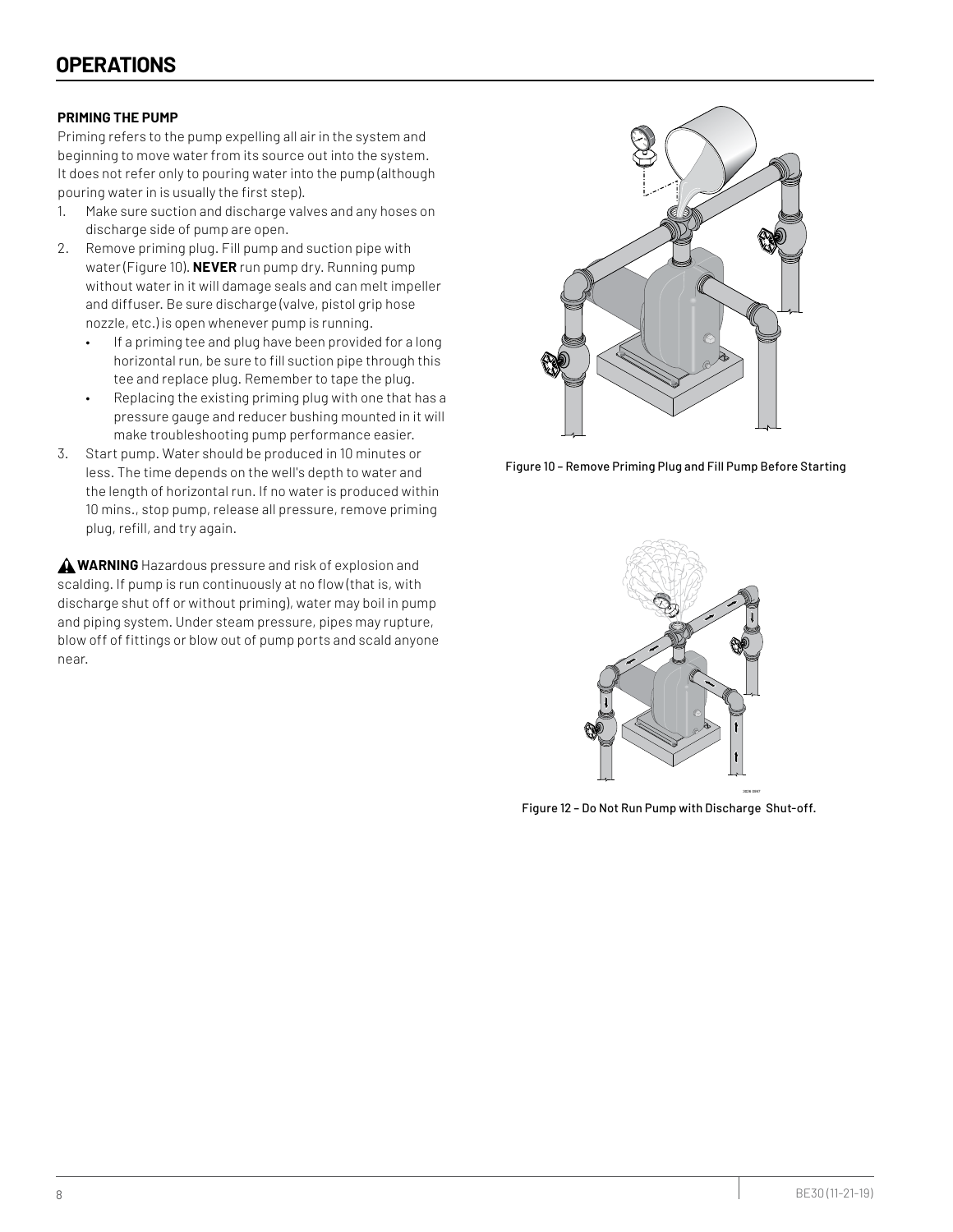# OPERATIONS

### PRIMING THE PUMP

Priming refers to the pump expelling all air in the system and beginning to move water from its source out into the system. It does not refer only to pouring water into the pump (although pouring water in is usually the first step).

1. Make sure suction and discharge valves and any hoses on discharge side of pump are open.
2. Remove priming plug. Fill pump and suction pipe with water (Figure 10). **NEVER** run pump dry. Running pump without water in it will damage seals and can melt impeller and diffuser. Be sure discharge (valve, pistol grip hose nozzle, etc.) is open whenever pump is running.
   - If a priming tee and plug have been provided for a long horizontal run, be sure to fill suction pipe through this tee and replace plug. Remember to tape the plug.
   - Replacing the existing priming plug with one that has a pressure gauge and reducer bushing mounted in it will make troubleshooting pump performance easier.
3. Start pump. Water should be produced in 10 minutes or less. The time depends on the well's depth to water and the length of horizontal run. If no water is produced within 10 mins., stop pump, release all pressure, remove priming plug, refill, and try again.

**WARNING** Hazardous pressure and risk of explosion and scalding. If pump is run continuously at no flow (that is, with discharge shut off or without priming), water may boil in pump and piping system. Under steam pressure, pipes may rupture, blow off of fittings or blow out of pump ports and scald anyone near.

Figure 10 – Remove Priming Plug and Fill Pump Before Starting

Figure 12 – Do Not Run Pump with Discharge Shut-off.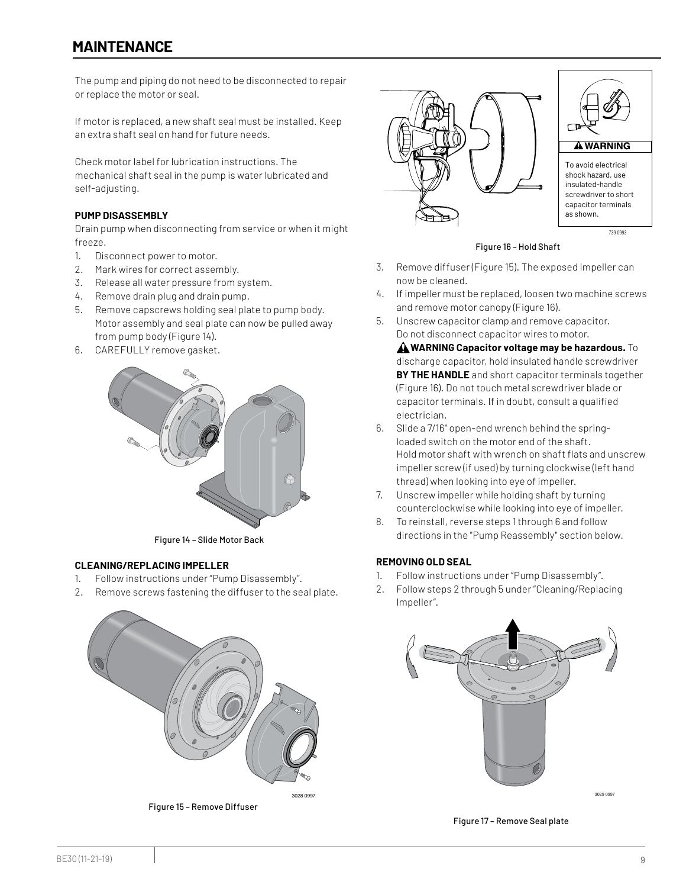# MAINTENANCE

The pump and piping do not need to be disconnected to repair or replace the motor or seal.

If motor is replaced, a new shaft seal must be installed. Keep an extra shaft seal on hand for future needs.

Check motor label for lubrication instructions. The mechanical shaft seal in the pump is water lubricated and self-adjusting.

### PUMP DISASSEMBLY

Drain pump when disconnecting from service or when it might freeze.

1. Disconnect power to motor.
2. Mark wires for correct assembly.
3. Release all water pressure from system.
4. Remove drain plug and drain pump.
5. Remove capscrews holding seal plate to pump body. Motor assembly and seal plate can now be pulled away from pump body (Figure 14).
6. CAREFULLY remove gasket.

Figure 14 – Slide Motor Back

### CLEANING/REPLACING IMPELLER

1. Follow instructions under "Pump Disassembly".
2. Remove screws fastening the diffuser to the seal plate.

Figure 15 – Remove Diffuser

**⚠ WARNING**

To avoid electrical shock hazard, use insulated-handle screwdriver to short capacitor terminals as shown.

Figure 16 – Hold Shaft

3. Remove diffuser (Figure 15). The exposed impeller can now be cleaned.
4. If impeller must be replaced, loosen two machine screws and remove motor canopy (Figure 16).
5. Unscrew capacitor clamp and remove capacitor. Do not disconnect capacitor wires to motor.
   **⚠ WARNING Capacitor voltage may be hazardous.** To discharge capacitor, hold insulated handle screwdriver **BY THE HANDLE** and short capacitor terminals together (Figure 16). Do not touch metal screwdriver blade or capacitor terminals. If in doubt, consult a qualified electrician.
6. Slide a 7/16" open-end wrench behind the spring-loaded switch on the motor end of the shaft. Hold motor shaft with wrench on shaft flats and unscrew impeller screw (if used) by turning clockwise (left hand thread) when looking into eye of impeller.
7. Unscrew impeller while holding shaft by turning counterclockwise while looking into eye of impeller.
8. To reinstall, reverse steps 1 through 6 and follow directions in the "Pump Reassembly" section below.

### REMOVING OLD SEAL

1. Follow instructions under "Pump Disassembly".
2. Follow steps 2 through 5 under "Cleaning/Replacing Impeller".

Figure 17 – Remove Seal plate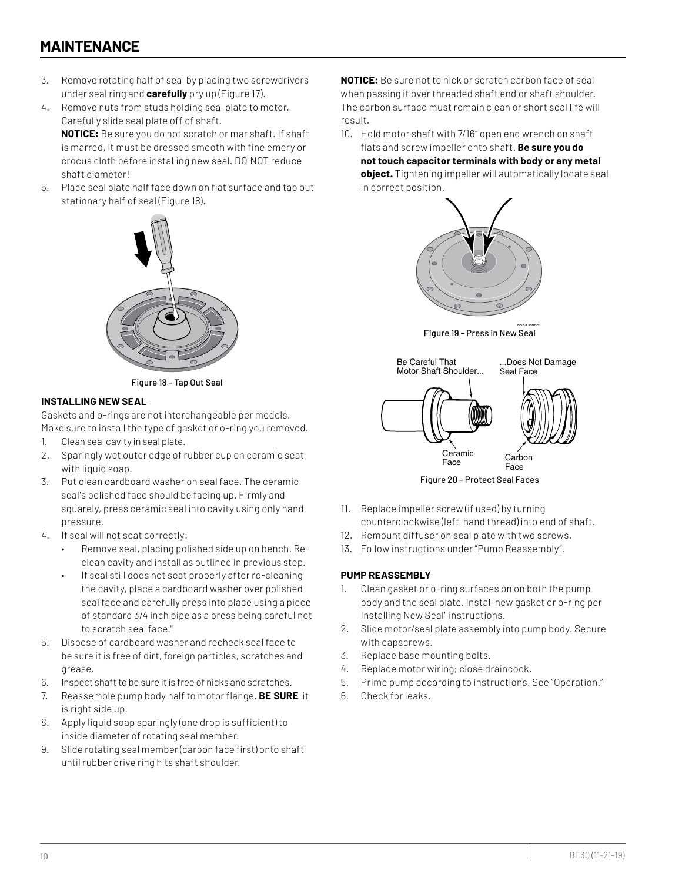# MAINTENANCE

3. Remove rotating half of seal by placing two screwdrivers under seal ring and **carefully** pry up (Figure 17).
4. Remove nuts from studs holding seal plate to motor. Carefully slide seal plate off of shaft.
   **NOTICE:** Be sure you do not scratch or mar shaft. If shaft is marred, it must be dressed smooth with fine emery or crocus cloth before installing new seal. DO NOT reduce shaft diameter!
5. Place seal plate half face down on flat surface and tap out stationary half of seal (Figure 18).

Figure 18 – Tap Out Seal

### INSTALLING NEW SEAL

Gaskets and o-rings are not interchangeable per models. Make sure to install the type of gasket or o-ring you removed.

1. Clean seal cavity in seal plate.
2. Sparingly wet outer edge of rubber cup on ceramic seat with liquid soap.
3. Put clean cardboard washer on seal face. The ceramic seal's polished face should be facing up. Firmly and squarely, press ceramic seal into cavity using only hand pressure.
4. If seal will not seat correctly:
   - Remove seal, placing polished side up on bench. Re-clean cavity and install as outlined in previous step.
   - If seal still does not seat properly after re-cleaning the cavity, place a cardboard washer over polished seal face and carefully press into place using a piece of standard 3/4 inch pipe as a press being careful not to scratch seal face."
5. Dispose of cardboard washer and recheck seal face to be sure it is free of dirt, foreign particles, scratches and grease.
6. Inspect shaft to be sure it is free of nicks and scratches.
7. Reassemble pump body half to motor flange. **BE SURE** it is right side up.
8. Apply liquid soap sparingly (one drop is sufficient) to inside diameter of rotating seal member.
9. Slide rotating seal member (carbon face first) onto shaft until rubber drive ring hits shaft shoulder.

**NOTICE:** Be sure not to nick or scratch carbon face of seal when passing it over threaded shaft end or shaft shoulder. The carbon surface must remain clean or short seal life will result.

10. Hold motor shaft with 7/16" open end wrench on shaft flats and screw impeller onto shaft. **Be sure you do not touch capacitor terminals with body or any metal object.** Tightening impeller will automatically locate seal in correct position.

Figure 19 – Press in New Seal

Figure 20 – Protect Seal Faces

11. Replace impeller screw (if used) by turning counterclockwise (left-hand thread) into end of shaft.
12. Remount diffuser on seal plate with two screws.
13. Follow instructions under "Pump Reassembly".

### PUMP REASSEMBLY

1. Clean gasket or o-ring surfaces on on both the pump body and the seal plate. Install new gasket or o-ring per Installing New Seal" instructions.
2. Slide motor/seal plate assembly into pump body. Secure with capscrews.
3. Replace base mounting bolts.
4. Replace motor wiring; close draincock.
5. Prime pump according to instructions. See "Operation."
6. Check for leaks.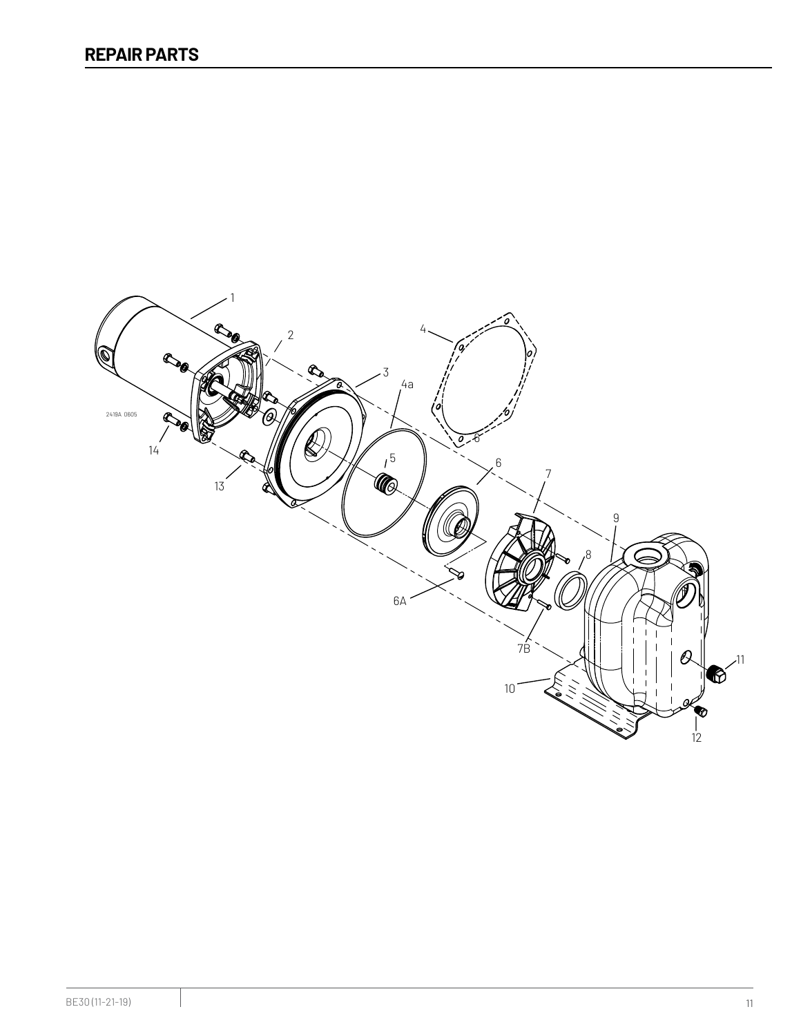# REPAIR PARTS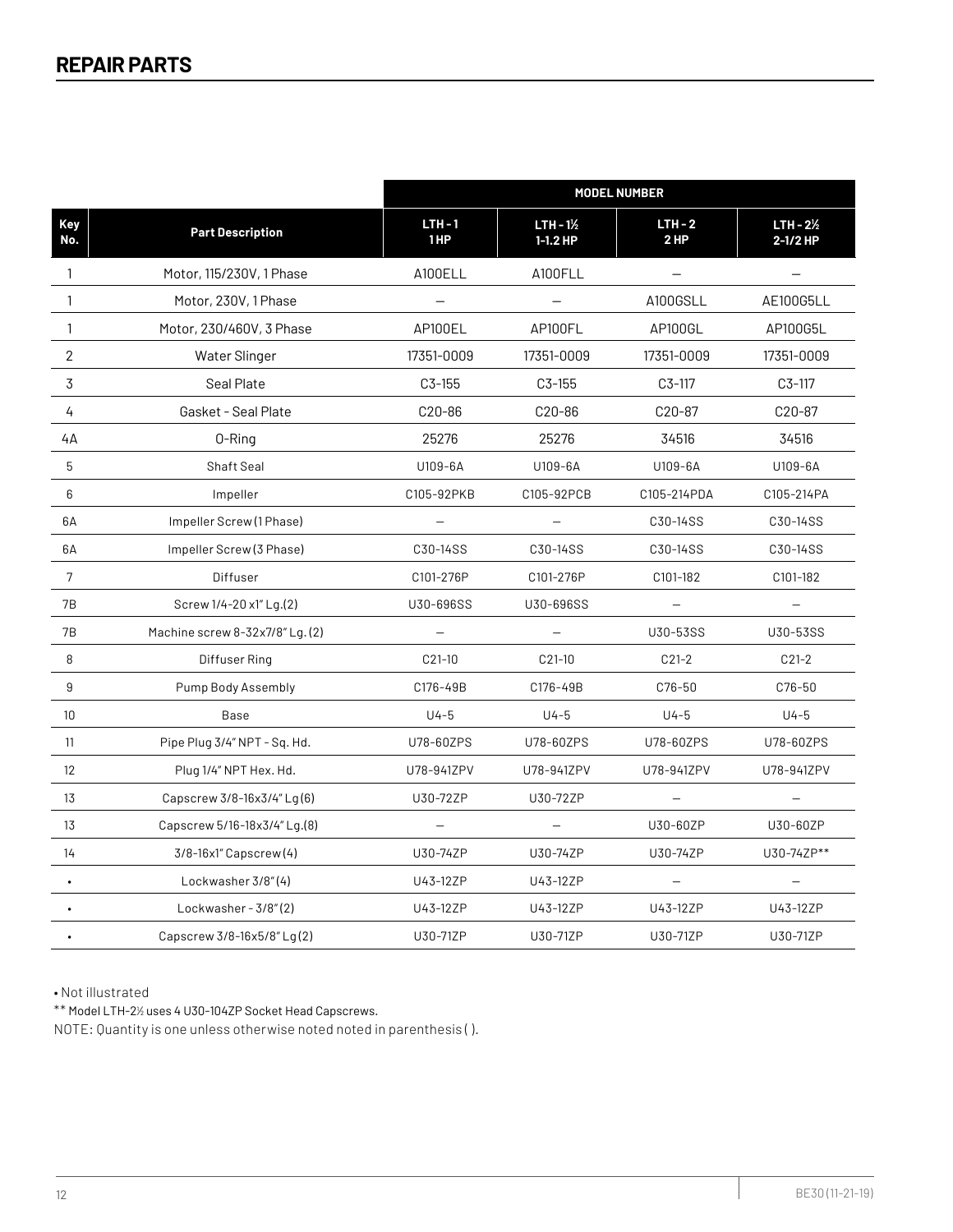## REPAIR PARTS

| Key No. | Part Description | MODEL NUMBER | | | |
|---|---|---|---|---|---|
| | | LTH - 1<br>1 HP | LTH - 1½<br>1-1.2 HP | LTH - 2<br>2 HP | LTH - 2½<br>2-1/2 HP |
| 1 | Motor, 115/230V, 1 Phase | A100ELL | A100FLL | — | — |
| 1 | Motor, 230V, 1 Phase | — | — | A100GSLL | AE100G5LL |
| 1 | Motor, 230/460V, 3 Phase | AP100EL | AP100FL | AP100GL | AP100G5L |
| 2 | Water Slinger | 17351-0009 | 17351-0009 | 17351-0009 | 17351-0009 |
| 3 | Seal Plate | C3-155 | C3-155 | C3-117 | C3-117 |
| 4 | Gasket - Seal Plate | C20-86 | C20-86 | C20-87 | C20-87 |
| 4A | O-Ring | 25276 | 25276 | 34516 | 34516 |
| 5 | Shaft Seal | U109-6A | U109-6A | U109-6A | U109-6A |
| 6 | Impeller | C105-92PKB | C105-92PCB | C105-214PDA | C105-214PA |
| 6A | Impeller Screw (1 Phase) | — | — | C30-14SS | C30-14SS |
| 6A | Impeller Screw (3 Phase) | C30-14SS | C30-14SS | C30-14SS | C30-14SS |
| 7 | Diffuser | C101-276P | C101-276P | C101-182 | C101-182 |
| 7B | Screw 1/4-20 x1" Lg.(2) | U30-696SS | U30-696SS | — | — |
| 7B | Machine screw 8-32x7/8" Lg. (2) | — | — | U30-53SS | U30-53SS |
| 8 | Diffuser Ring | C21-10 | C21-10 | C21-2 | C21-2 |
| 9 | Pump Body Assembly | C176-49B | C176-49B | C76-50 | C76-50 |
| 10 | Base | U4-5 | U4-5 | U4-5 | U4-5 |
| 11 | Pipe Plug 3/4" NPT - Sq. Hd. | U78-60ZPS | U78-60ZPS | U78-60ZPS | U78-60ZPS |
| 12 | Plug 1/4" NPT Hex. Hd. | U78-941ZPV | U78-941ZPV | U78-941ZPV | U78-941ZPV |
| 13 | Capscrew 3/8-16x3/4" Lg (6) | U30-72ZP | U30-72ZP | — | — |
| 13 | Capscrew 5/16-18x3/4" Lg.(8) | — | — | U30-60ZP | U30-60ZP |
| 14 | 3/8-16x1" Capscrew (4) | U30-74ZP | U30-74ZP | U30-74ZP | U30-74ZP** |
| • | Lockwasher 3/8" (4) | U43-12ZP | U43-12ZP | — | — |
| • | Lockwasher - 3/8" (2) | U43-12ZP | U43-12ZP | U43-12ZP | U43-12ZP |
| • | Capscrew 3/8-16x5/8" Lg (2) | U30-71ZP | U30-71ZP | U30-71ZP | U30-71ZP |

• Not illustrated

** Model LTH-2½ uses 4 U30-104ZP Socket Head Capscrews.

NOTE: Quantity is one unless otherwise noted noted in parenthesis ( ).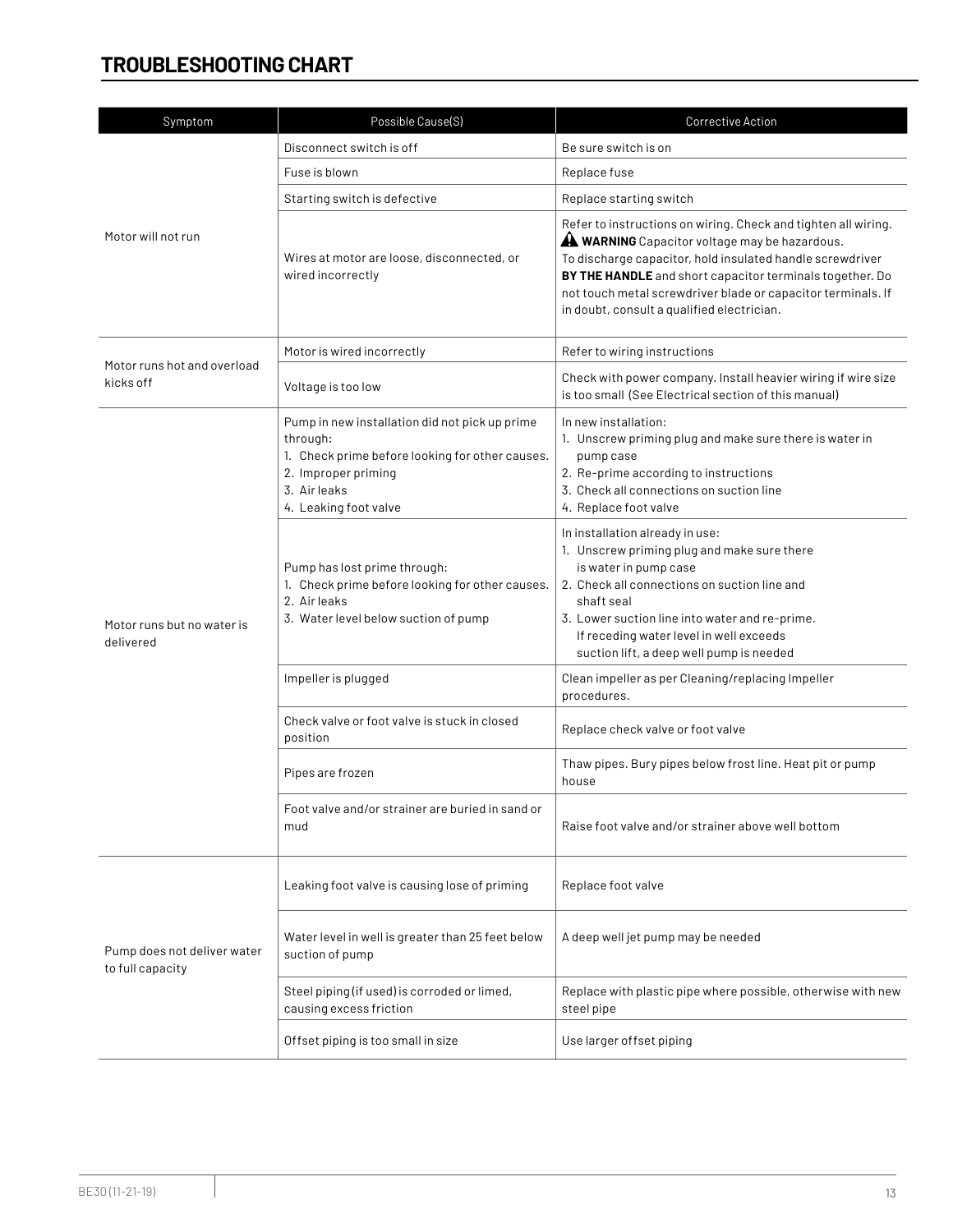## TROUBLESHOOTING CHART

| Symptom | Possible Cause(S) | Corrective Action |
| --- | --- | --- |
| Motor will not run | Disconnect switch is off | Be sure switch is on |
| | Fuse is blown | Replace fuse |
| | Starting switch is defective | Replace starting switch |
| | Wires at motor are loose, disconnected, or wired incorrectly | Refer to instructions on wiring. Check and tighten all wiring. ⚠ **WARNING** Capacitor voltage may be hazardous. To discharge capacitor, hold insulated handle screwdriver **BY THE HANDLE** and short capacitor terminals together. Do not touch metal screwdriver blade or capacitor terminals. If in doubt, consult a qualified electrician. |
| Motor runs hot and overload kicks off | Motor is wired incorrectly | Refer to wiring instructions |
| | Voltage is too low | Check with power company. Install heavier wiring if wire size is too small (See Electrical section of this manual) |
| Motor runs but no water is delivered | Pump in new installation did not pick up prime through:<br>1. Check prime before looking for other causes.<br>2. Improper priming<br>3. Air leaks<br>4. Leaking foot valve | In new installation:<br>1. Unscrew priming plug and make sure there is water in pump case<br>2. Re-prime according to instructions<br>3. Check all connections on suction line<br>4. Replace foot valve |
| | Pump has lost prime through:<br>1. Check prime before looking for other causes.<br>2. Air leaks<br>3. Water level below suction of pump | In installation already in use:<br>1. Unscrew priming plug and make sure there is water in pump case<br>2. Check all connections on suction line and shaft seal<br>3. Lower suction line into water and re-prime. If receding water level in well exceeds suction lift, a deep well pump is needed |
| | Impeller is plugged | Clean impeller as per Cleaning/replacing Impeller procedures. |
| | Check valve or foot valve is stuck in closed position | Replace check valve or foot valve |
| | Pipes are frozen | Thaw pipes. Bury pipes below frost line. Heat pit or pump house |
| | Foot valve and/or strainer are buried in sand or mud | Raise foot valve and/or strainer above well bottom |
| Pump does not deliver water to full capacity | Leaking foot valve is causing lose of priming | Replace foot valve |
| | Water level in well is greater than 25 feet below suction of pump | A deep well jet pump may be needed |
| | Steel piping (if used) is corroded or limed, causing excess friction | Replace with plastic pipe where possible, otherwise with new steel pipe |
| | Offset piping is too small in size | Use larger offset piping |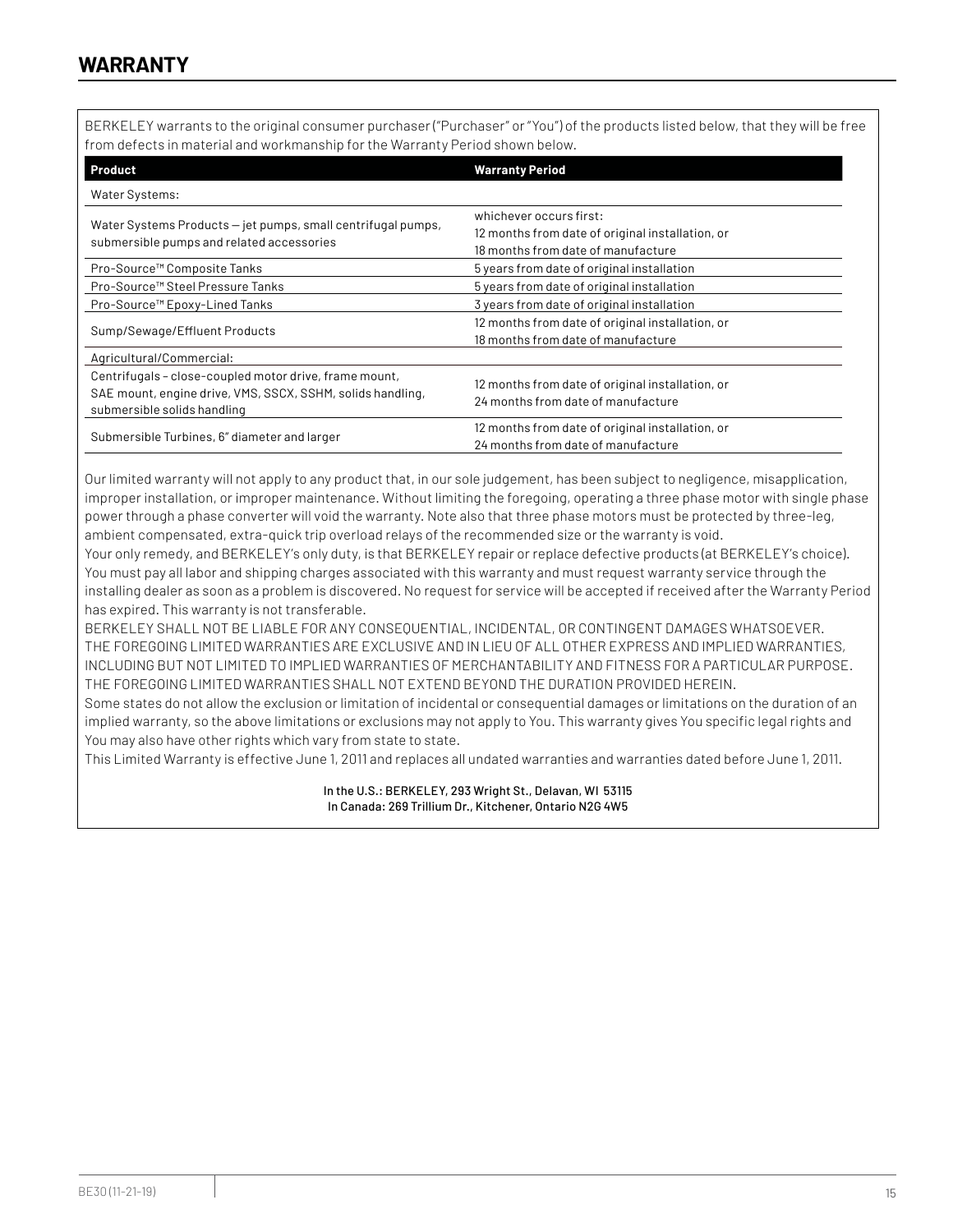# WARRANTY

BERKELEY warrants to the original consumer purchaser ("Purchaser" or "You") of the products listed below, that they will be free from defects in material and workmanship for the Warranty Period shown below.

| Product | Warranty Period |
|---|---|
| Water Systems: | |
| Water Systems Products — jet pumps, small centrifugal pumps, submersible pumps and related accessories | whichever occurs first: 12 months from date of original installation, or 18 months from date of manufacture |
| Pro-Source™ Composite Tanks | 5 years from date of original installation |
| Pro-Source™ Steel Pressure Tanks | 5 years from date of original installation |
| Pro-Source™ Epoxy-Lined Tanks | 3 years from date of original installation |
| Sump/Sewage/Effluent Products | 12 months from date of original installation, or 18 months from date of manufacture |
| Agricultural/Commercial: | |
| Centrifugals – close-coupled motor drive, frame mount, SAE mount, engine drive, VMS, SSCX, SSHM, solids handling, submersible solids handling | 12 months from date of original installation, or 24 months from date of manufacture |
| Submersible Turbines, 6" diameter and larger | 12 months from date of original installation, or 24 months from date of manufacture |

Our limited warranty will not apply to any product that, in our sole judgement, has been subject to negligence, misapplication, improper installation, or improper maintenance. Without limiting the foregoing, operating a three phase motor with single phase power through a phase converter will void the warranty. Note also that three phase motors must be protected by three-leg, ambient compensated, extra-quick trip overload relays of the recommended size or the warranty is void.

Your only remedy, and BERKELEY's only duty, is that BERKELEY repair or replace defective products (at BERKELEY's choice). You must pay all labor and shipping charges associated with this warranty and must request warranty service through the installing dealer as soon as a problem is discovered. No request for service will be accepted if received after the Warranty Period has expired. This warranty is not transferable.

BERKELEY SHALL NOT BE LIABLE FOR ANY CONSEQUENTIAL, INCIDENTAL, OR CONTINGENT DAMAGES WHATSOEVER.

THE FOREGOING LIMITED WARRANTIES ARE EXCLUSIVE AND IN LIEU OF ALL OTHER EXPRESS AND IMPLIED WARRANTIES, INCLUDING BUT NOT LIMITED TO IMPLIED WARRANTIES OF MERCHANTABILITY AND FITNESS FOR A PARTICULAR PURPOSE. THE FOREGOING LIMITED WARRANTIES SHALL NOT EXTEND BEYOND THE DURATION PROVIDED HEREIN.

Some states do not allow the exclusion or limitation of incidental or consequential damages or limitations on the duration of an implied warranty, so the above limitations or exclusions may not apply to You. This warranty gives You specific legal rights and You may also have other rights which vary from state to state.

This Limited Warranty is effective June 1, 2011 and replaces all undated warranties and warranties dated before June 1, 2011.

In the U.S.: BERKELEY, 293 Wright St., Delavan, WI 53115
In Canada: 269 Trillium Dr., Kitchener, Ontario N2G 4W5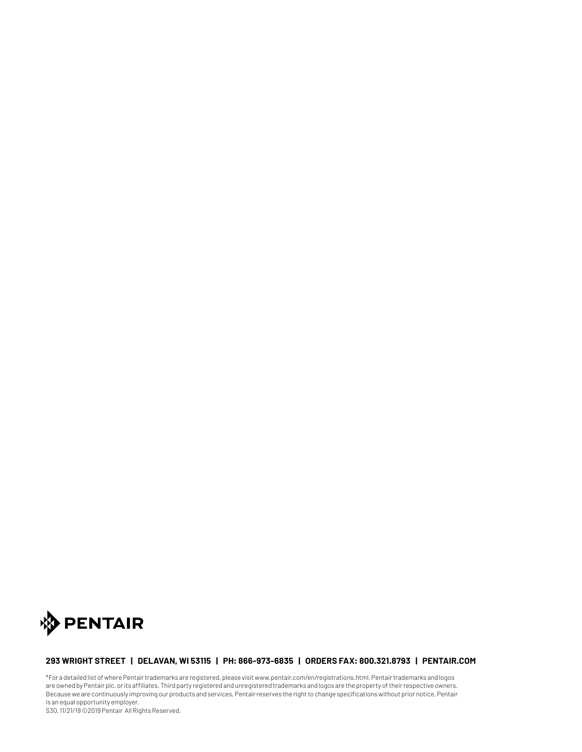PENTAIR

**293 WRIGHT STREET | DELAVAN, WI 53115 | PH: 866-973-6835 | ORDERS FAX: 800.321.8793 | PENTAIR.COM**

*For a detailed list of where Pentair trademarks are registered, please visit www.pentair.com/en/registrations.html. Pentair trademarks and logos are owned by Pentair plc. or its affiliates. Third party registered and unregistered trademarks and logos are the property of their respective owners. Because we are continuously improving our products and services, Pentair reserves the right to change specifications without prior notice. Pentair is an equal opportunity employer.
S30, 11/21/19 ©2019 Pentair All Rights Reserved.